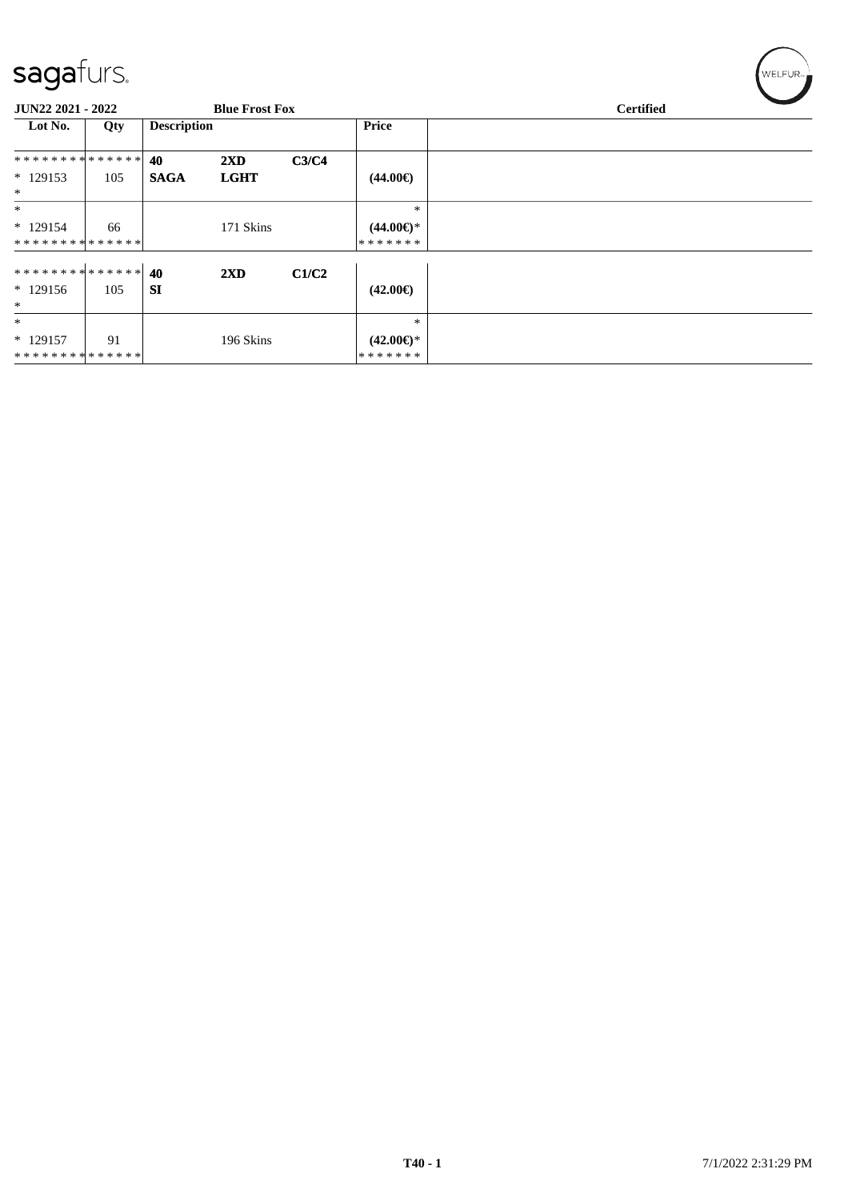**JUN22 2021 - 2022** **Blue Frost Fox** **Certified**

| Lot No. | Qty | Description | | | Price | |
|---|---|---|---|---|---|---|
| ************** | | **40** | **2XD** | **C3/C4** | | |
| * 129153 | 105 | **SAGA** | **LGHT** | | **(44.00€)** | |
| * | | | | | | |
| * | | | | | * | |
| * 129154 | 66 | | 171 Skins | | **(44.00€)*** | |
| ************** | | | | | ******* | |
| ************** | | **40** | **2XD** | **C1/C2** | | |
| * 129156 | 105 | **SI** | | | **(42.00€)** | |
| * | | | | | | |
| * | | | | | * | |
| * 129157 | 91 | | 196 Skins | | **(42.00€)*** | |
| ************** | | | | | ******* | |

T40 - 1

7/1/2022 2:31:29 PM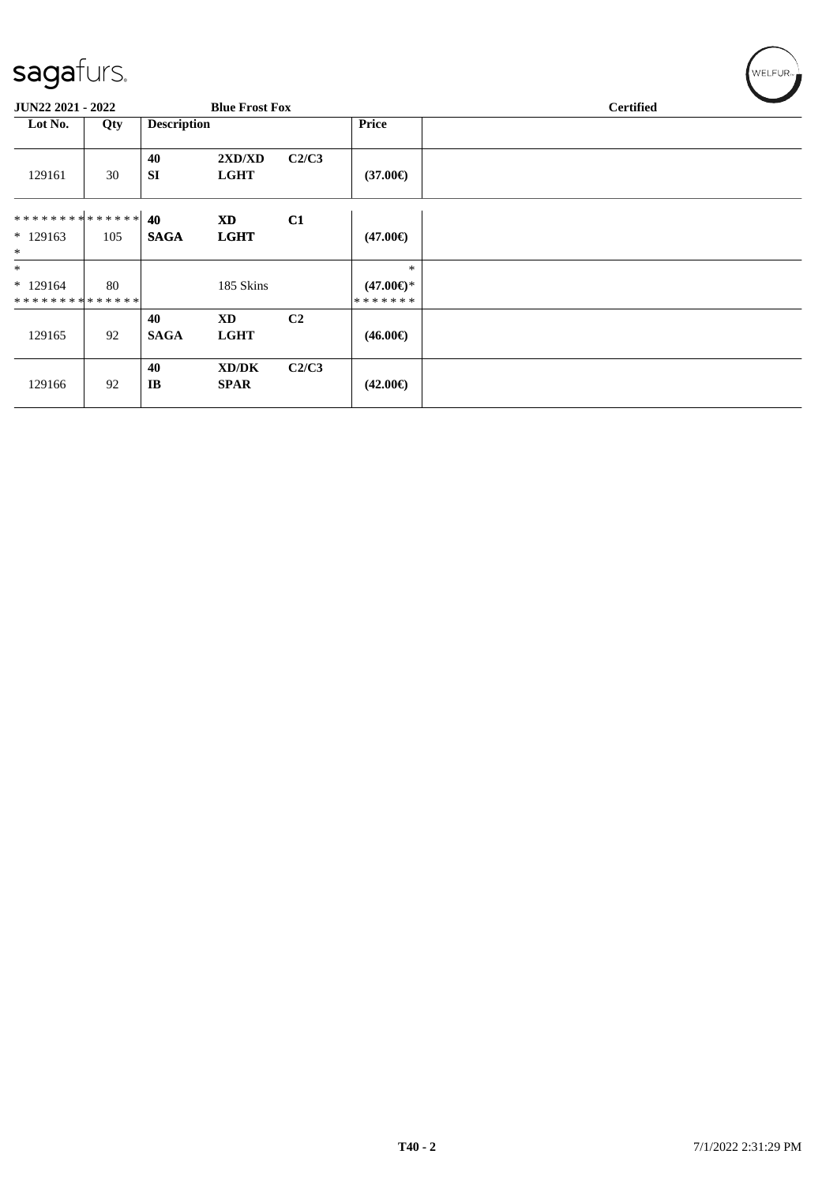**JUN22 2021 - 2022** **Blue Frost Fox** **Certified**

| Lot No. | Qty | Description | | | Price | |
|---|---|---|---|---|---|---|
| 129161 | 30 | **40** **SI** | **2XD/XD** **LGHT** | **C2/C3** | **(37.00€)** | |
| ************** * 129163 * | 105 | **40** **SAGA** | **XD** **LGHT** | **C1** | **(47.00€)** | |
| * * 129164 ************** | 80 | | 185 Skins | | * **(47.00€)*** ******* | |
| 129165 | 92 | **40** **SAGA** | **XD** **LGHT** | **C2** | **(46.00€)** | |
| 129166 | 92 | **40** **IB** | **XD/DK** **SPAR** | **C2/C3** | **(42.00€)** | |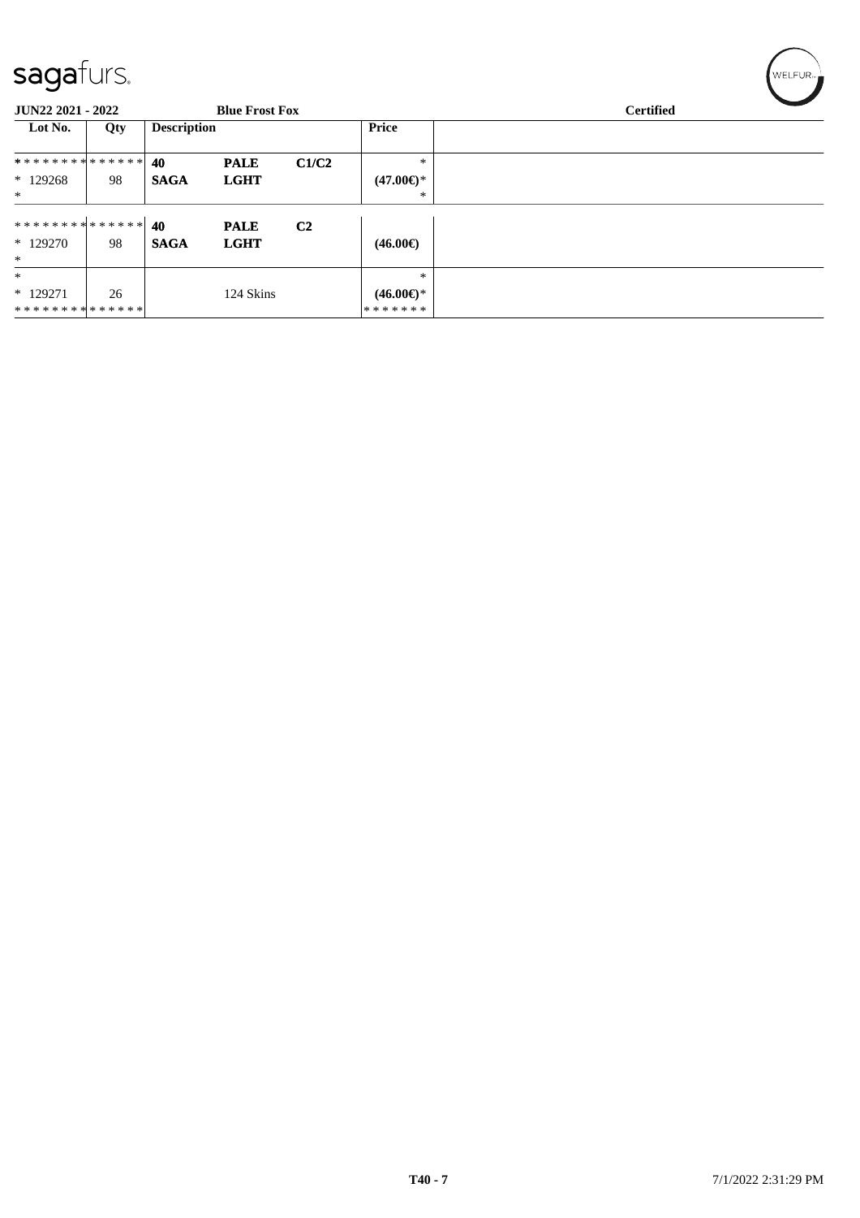| Lot No. | Qty | Description | | | Price |
|---|---|---|---|---|---|
| ************** | | **40** | **PALE** | **C1/C2** | * |
| * 129268 | 98 | **SAGA** | **LGHT** | | **(47.00€)*** |
| * | | | | | * |
| ************** | | **40** | **PALE** | **C2** | |
| * 129270 | 98 | **SAGA** | **LGHT** | | **(46.00€)** |
| * | | | | | |
| * | | | | | * |
| * 129271 | 26 | | 124 Skins | | **(46.00€)*** |
| ************** | | | | | ******* |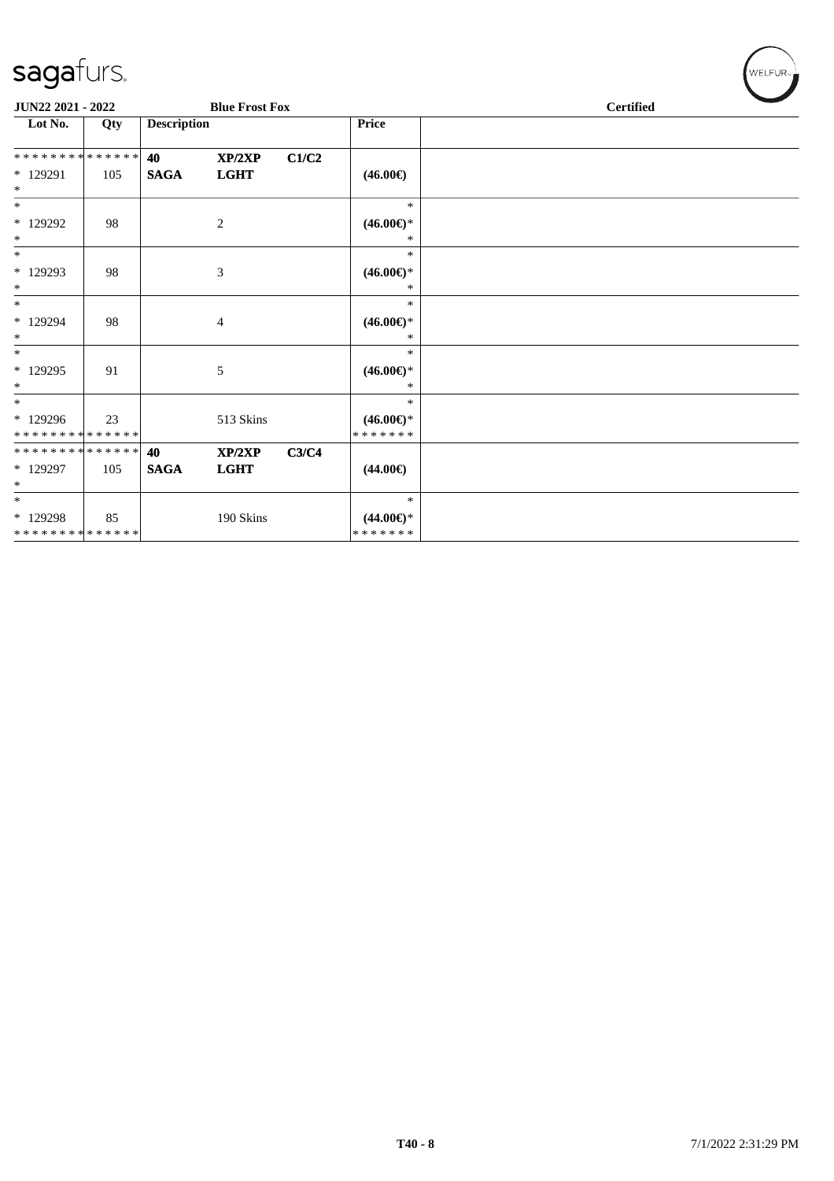JUN22 2021 - 2022 | Blue Frost Fox | Certified

| Lot No. | Qty | Description | | | Price | |
|---|---|---|---|---|---|---|
| * * * * * * * * * * * * * * | | **40** | **XP/2XP** | **C1/C2** | | |
| * 129291 | 105 | **SAGA** | **LGHT** | | **(46.00€)** | |
| * | | | | | | |
| * | | | | | * | |
| * 129292 | 98 | | 2 | | **(46.00€)*** | |
| * | | | | | * | |
| * | | | | | * | |
| * 129293 | 98 | | 3 | | **(46.00€)*** | |
| * | | | | | * | |
| * | | | | | * | |
| * 129294 | 98 | | 4 | | **(46.00€)*** | |
| * | | | | | * | |
| * | | | | | * | |
| * 129295 | 91 | | 5 | | **(46.00€)*** | |
| * | | | | | * | |
| * | | | | | * | |
| * 129296 | 23 | | 513 Skins | | **(46.00€)*** | |
| * * * * * * * * * * * * * * | | | | | * * * * * * * | |
| * * * * * * * * * * * * * * | | **40** | **XP/2XP** | **C3/C4** | | |
| * 129297 | 105 | **SAGA** | **LGHT** | | **(44.00€)** | |
| * | | | | | | |
| * | | | | | * | |
| * 129298 | 85 | | 190 Skins | | **(44.00€)*** | |
| * * * * * * * * * * * * * * | | | | | * * * * * * * | |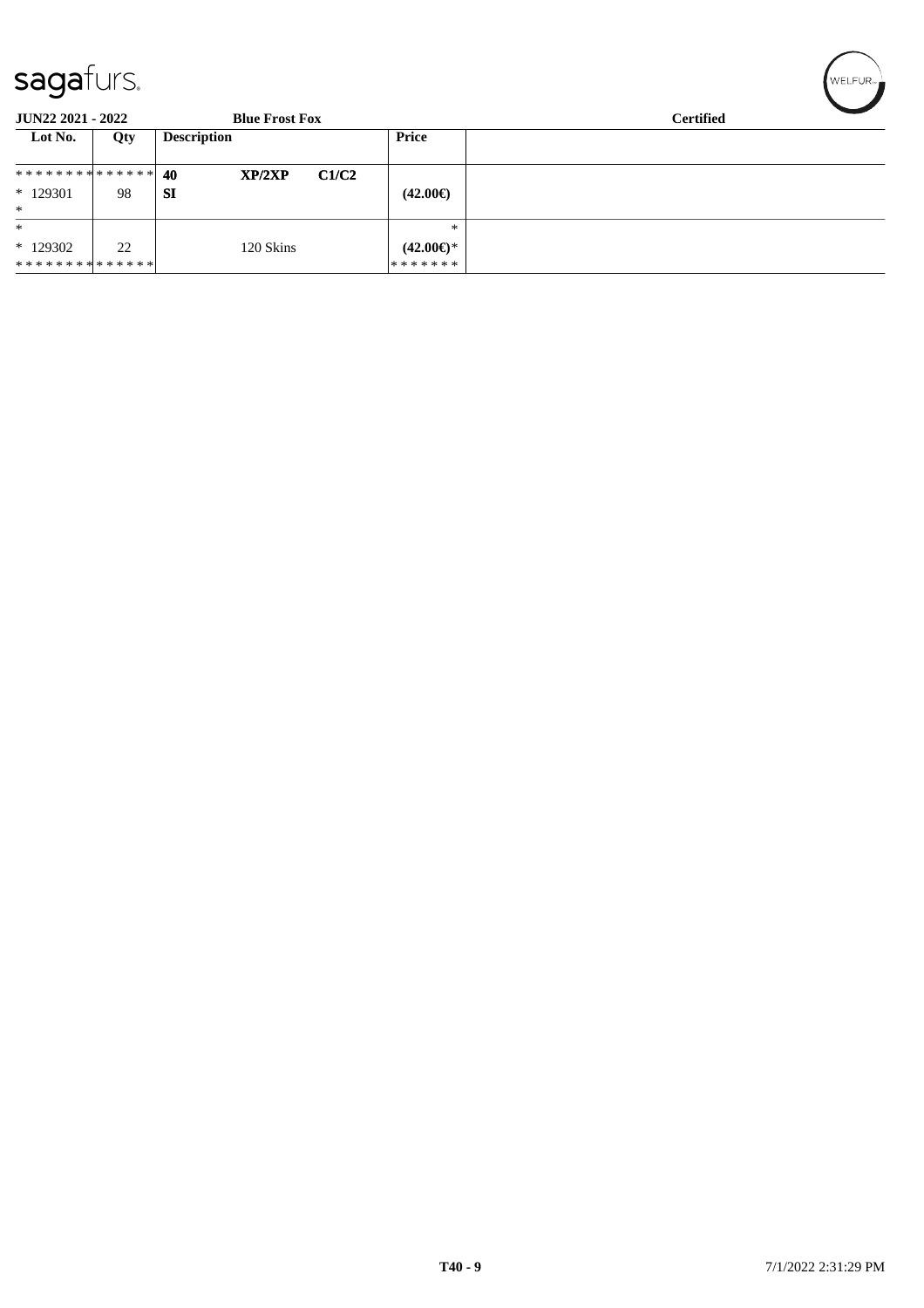| Lot No. | Qty | Description | | | Price | Certified |
|---|---|---|---|---|---|---|
| ************** | | 40 | **XP/2XP** | **C1/C2** | | |
| * 129301 | 98 | **SI** | | | **(42.00€)** | |
| * | | | | | | |
| * | | | | | * | |
| * 129302 | 22 | | 120 Skins | | **(42.00€)*** | |
| ************** | | | | | ******* | |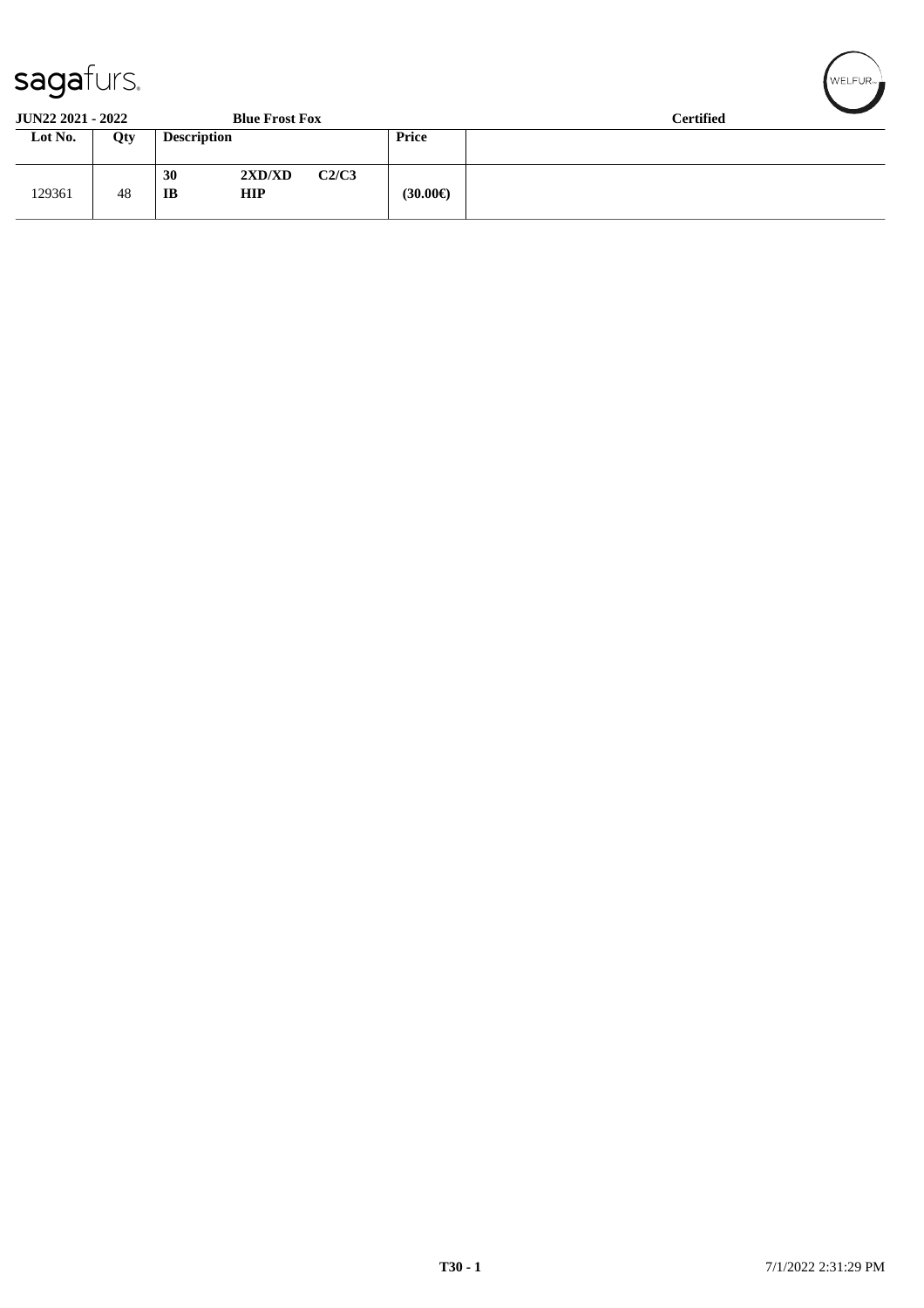**JUN22 2021 - 2022** **Blue Frost Fox** **Certified**

| Lot No. | Qty | Description | | | Price | |
|---|---|---|---|---|---|---|
| 129361 | 48 | **30**<br>**IB** | **2XD/XD**<br>**HIP** | **C2/C3** | **(30.00€)** | |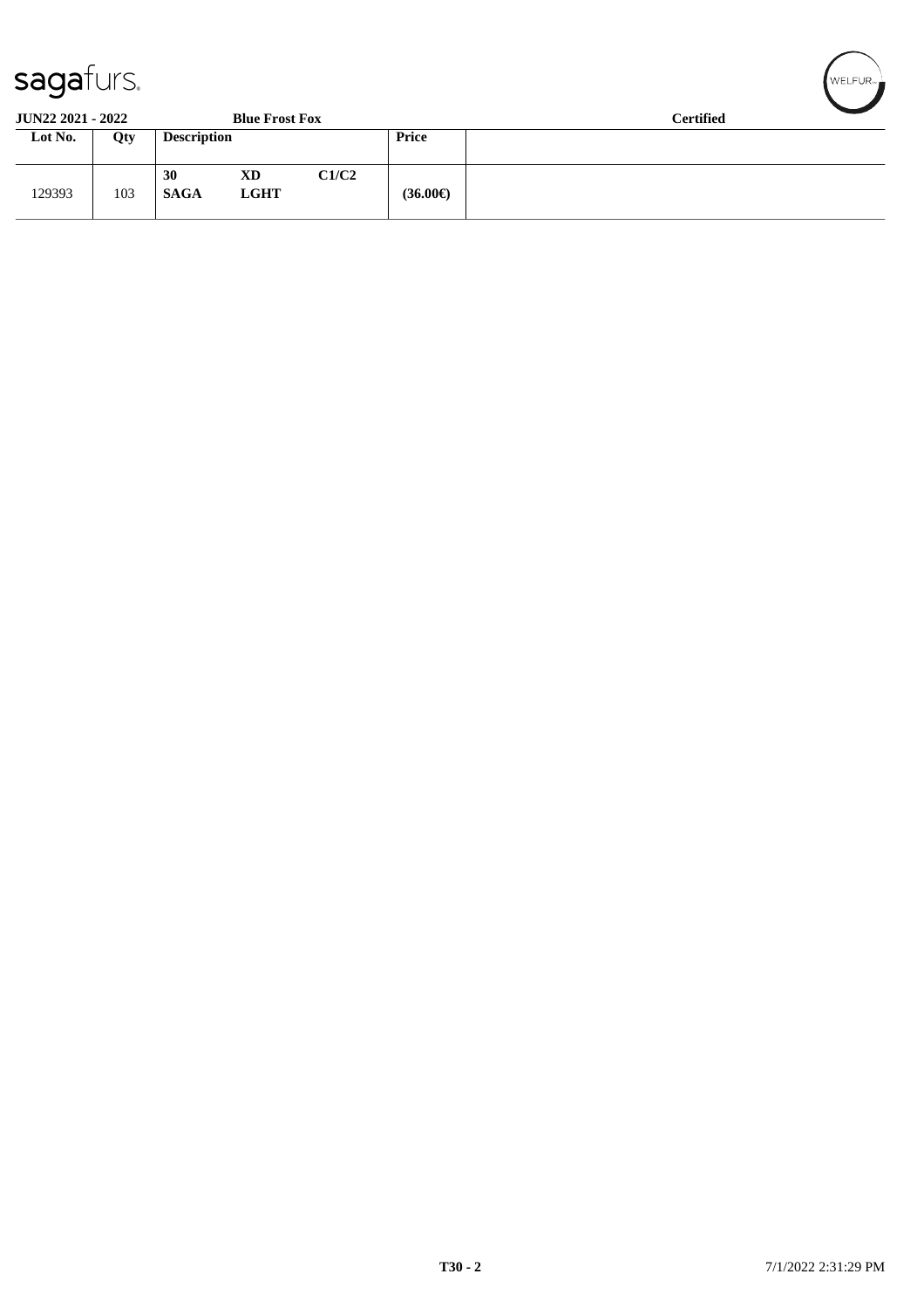**JUN22 2021 - 2022** **Blue Frost Fox** **Certified**

| Lot No. | Qty | Description | | | Price | |
|---|---|---|---|---|---|---|
| 129393 | 103 | **30**<br>**SAGA** | **XD**<br>**LGHT** | **C1/C2** | **(36.00€)** | |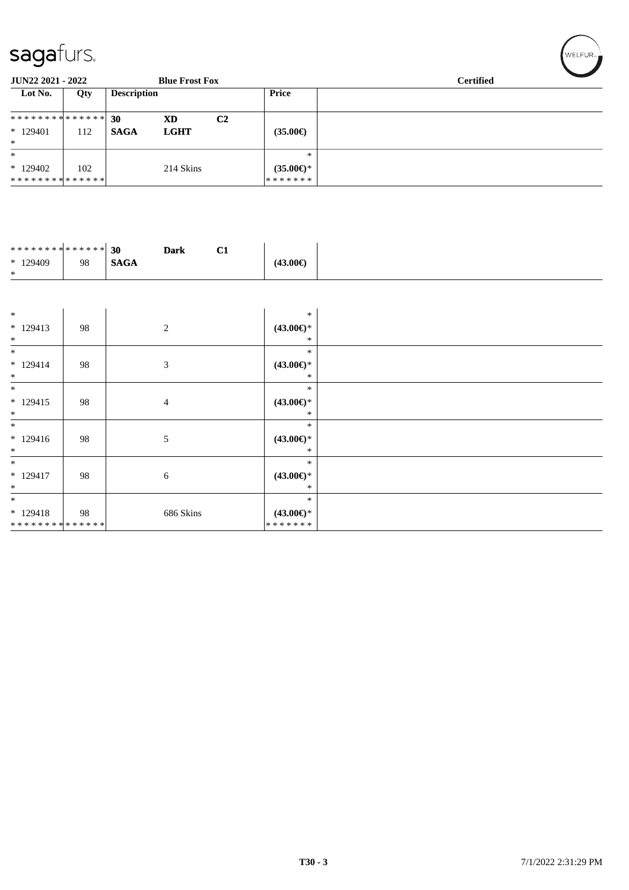**JUN22 2021 - 2022** | **Blue Frost Fox** | **Certified**

| Lot No. | Qty | Description | | | Price | |
|---|---|---|---|---|---|---|
| ************** | | **30** | **XD** | **C2** | | |
| * 129401 | 112 | **SAGA** | **LGHT** | | **(35.00€)** | |
| * | | | | | | |
| * | | | | | * | |
| * 129402 | 102 | | 214 Skins | | **(35.00€)*** | |
| ************** | | | | | ******* | |

| Lot No. | Qty | Description | | | Price | |
|---|---|---|---|---|---|---|
| ************** | | **30** | **Dark** | **C1** | | |
| * 129409 | 98 | **SAGA** | | | **(43.00€)** | |
| * | | | | | | |

| Lot No. | Qty | Description | | | Price | |
|---|---|---|---|---|---|---|
| * | | | | | * | |
| * 129413 | 98 | | 2 | | **(43.00€)*** | |
| * | | | | | * | |
| * | | | | | * | |
| * 129414 | 98 | | 3 | | **(43.00€)*** | |
| * | | | | | * | |
| * | | | | | * | |
| * 129415 | 98 | | 4 | | **(43.00€)*** | |
| * | | | | | * | |
| * | | | | | * | |
| * 129416 | 98 | | 5 | | **(43.00€)*** | |
| * | | | | | * | |
| * | | | | | * | |
| * 129417 | 98 | | 6 | | **(43.00€)*** | |
| * | | | | | * | |
| * | | | | | * | |
| * 129418 | 98 | | 686 Skins | | **(43.00€)*** | |
| ************** | | | | | ******* | |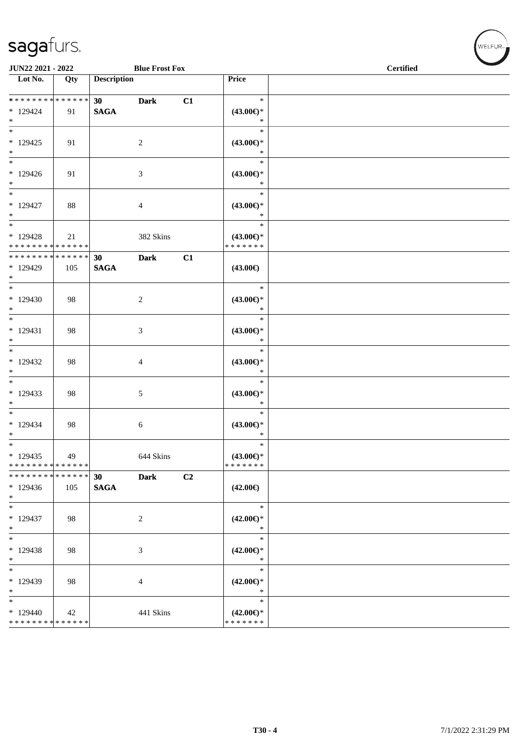| Lot No. | Qty | Description | | | Price |
|---|---|---|---|---|---|
| * * * * * * * * * * * * * * | | 30 | Dark | C1 | * |
| * 129424 | 91 | SAGA | | | (43.00€)* |
| * | | | | | * |
| * 129425 | 91 | | 2 | | (43.00€)* |
| * | | | | | * |
| * 129426 | 91 | | 3 | | (43.00€)* |
| * | | | | | * |
| * 129427 | 88 | | 4 | | (43.00€)* |
| * | | | | | * |
| * 129428 | 21 | | 382 Skins | | (43.00€)* |
| * * * * * * * * * * * * * * | | | | | * * * * * * * |
| * * * * * * * * * * * * * * | | 30 | Dark | C1 | |
| * 129429 | 105 | SAGA | | | (43.00€) |
| * | | | | | * |
| * 129430 | 98 | | 2 | | (43.00€)* |
| * | | | | | * |
| * 129431 | 98 | | 3 | | (43.00€)* |
| * | | | | | * |
| * 129432 | 98 | | 4 | | (43.00€)* |
| * | | | | | * |
| * 129433 | 98 | | 5 | | (43.00€)* |
| * | | | | | * |
| * 129434 | 98 | | 6 | | (43.00€)* |
| * | | | | | * |
| * 129435 | 49 | | 644 Skins | | (43.00€)* |
| * * * * * * * * * * * * * * | | | | | * * * * * * * |
| * * * * * * * * * * * * * * | | 30 | Dark | C2 | |
| * 129436 | 105 | SAGA | | | (42.00€) |
| * | | | | | * |
| * 129437 | 98 | | 2 | | (42.00€)* |
| * | | | | | * |
| * 129438 | 98 | | 3 | | (42.00€)* |
| * | | | | | * |
| * 129439 | 98 | | 4 | | (42.00€)* |
| * | | | | | * |
| * 129440 | 42 | | 441 Skins | | (42.00€)* |
| * * * * * * * * * * * * * * | | | | | * * * * * * * |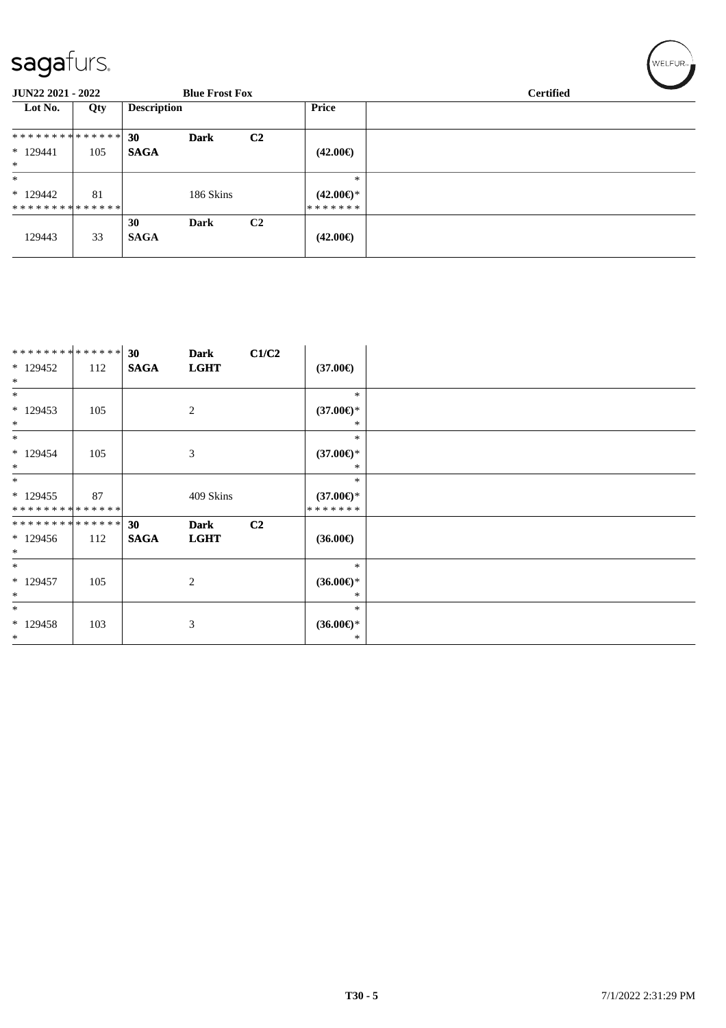**JUN22 2021 - 2022** **Blue Frost Fox** **Certified**

| Lot No. | Qty | Description | | | Price |
|---|---|---|---|---|---|
| * * * * * * * * * * * * * * | | **30** | **Dark** | **C2** | |
| * 129441 | 105 | **SAGA** | | | **(42.00€)** |
| * | | | | | |
| * | | | | | * |
| * 129442 | 81 | | 186 Skins | | **(42.00€)*** |
| * * * * * * * * * * * * * * | | | | | * * * * * * * |
| | | **30** | **Dark** | **C2** | |
| 129443 | 33 | **SAGA** | | | **(42.00€)** |

| Lot No. | Qty | Description | | | Price |
|---|---|---|---|---|---|
| * * * * * * * * * * * * * * | | **30** | **Dark** | **C1/C2** | |
| * 129452 | 112 | **SAGA** | **LGHT** | | **(37.00€)** |
| * | | | | | |
| * | | | | | * |
| * 129453 | 105 | | 2 | | **(37.00€)*** |
| * | | | | | * |
| * | | | | | * |
| * 129454 | 105 | | 3 | | **(37.00€)*** |
| * | | | | | * |
| * | | | | | * |
| * 129455 | 87 | | 409 Skins | | **(37.00€)*** |
| * * * * * * * * * * * * * * | | | | | * * * * * * * |
| * * * * * * * * * * * * * * | | **30** | **Dark** | **C2** | |
| * 129456 | 112 | **SAGA** | **LGHT** | | **(36.00€)** |
| * | | | | | |
| * | | | | | * |
| * 129457 | 105 | | 2 | | **(36.00€)*** |
| * | | | | | * |
| * | | | | | * |
| * 129458 | 103 | | 3 | | **(36.00€)*** |
| * | | | | | * |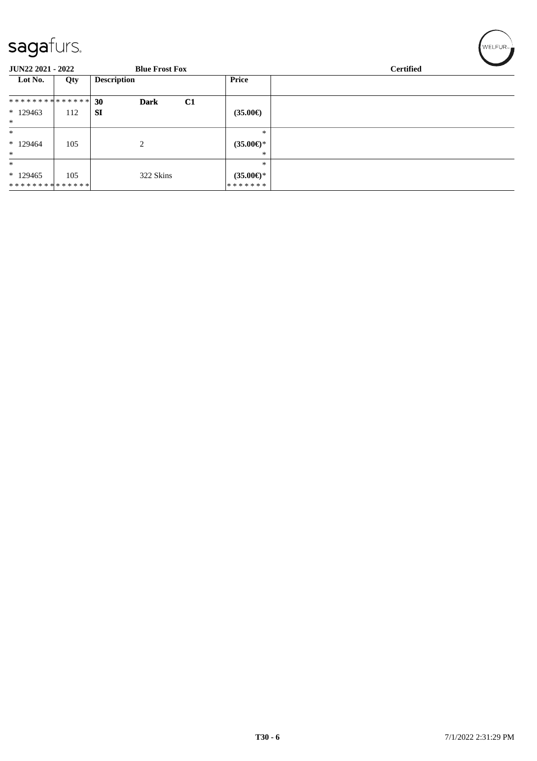**JUN22 2021 - 2022** **Blue Frost Fox** **Certified**

| Lot No. | Qty | Description | Price | |
|---|---|---|---|---|
| * * * * * * * * * * * * * * | | **30** **Dark** **C1** | | |
| * 129463 | 112 | **SI** | **(35.00€)** | |
| * | | | | |
| * | | | * | |
| * 129464 | 105 | 2 | **(35.00€)*** | |
| * | | | * | |
| * | | | * | |
| * 129465 | 105 | 322 Skins | **(35.00€)*** | |
| * * * * * * * * * * * * * * | | | * * * * * * * | |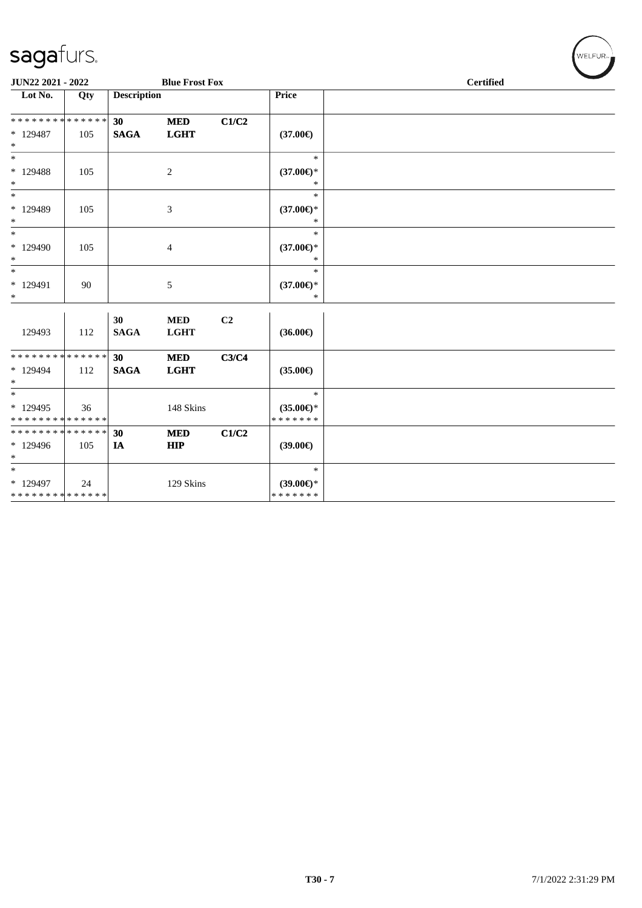JUN22 2021 - 2022 — Blue Frost Fox — Certified

| Lot No. | Qty | Description | | | Price | |
|---|---|---|---|---|---|---|
| * * * * * * * * * * * * * * | | 30 | MED | C1/C2 | | |
| * 129487 | 105 | SAGA | LGHT | | (37.00€) | |
| * | | | | | | |
| * | | | | | * | |
| * 129488 | 105 | | 2 | | (37.00€)* | |
| * | | | | | * | |
| * | | | | | * | |
| * 129489 | 105 | | 3 | | (37.00€)* | |
| * | | | | | * | |
| * | | | | | * | |
| * 129490 | 105 | | 4 | | (37.00€)* | |
| * | | | | | * | |
| * | | | | | * | |
| * 129491 | 90 | | 5 | | (37.00€)* | |
| * | | | | | * | |
| | | 30 | MED | C2 | | |
| 129493 | 112 | SAGA | LGHT | | (36.00€) | |
| * * * * * * * * * * * * * * | | 30 | MED | C3/C4 | | |
| * 129494 | 112 | SAGA | LGHT | | (35.00€) | |
| * | | | | | | |
| * | | | | | * | |
| * 129495 | 36 | | 148 Skins | | (35.00€)* | |
| * * * * * * * * * * * * * * | | | | | * * * * * * * | |
| * * * * * * * * * * * * * * | | 30 | MED | C1/C2 | | |
| * 129496 | 105 | IA | HIP | | (39.00€) | |
| * | | | | | | |
| * | | | | | * | |
| * 129497 | 24 | | 129 Skins | | (39.00€)* | |
| * * * * * * * * * * * * * * | | | | | * * * * * * * | |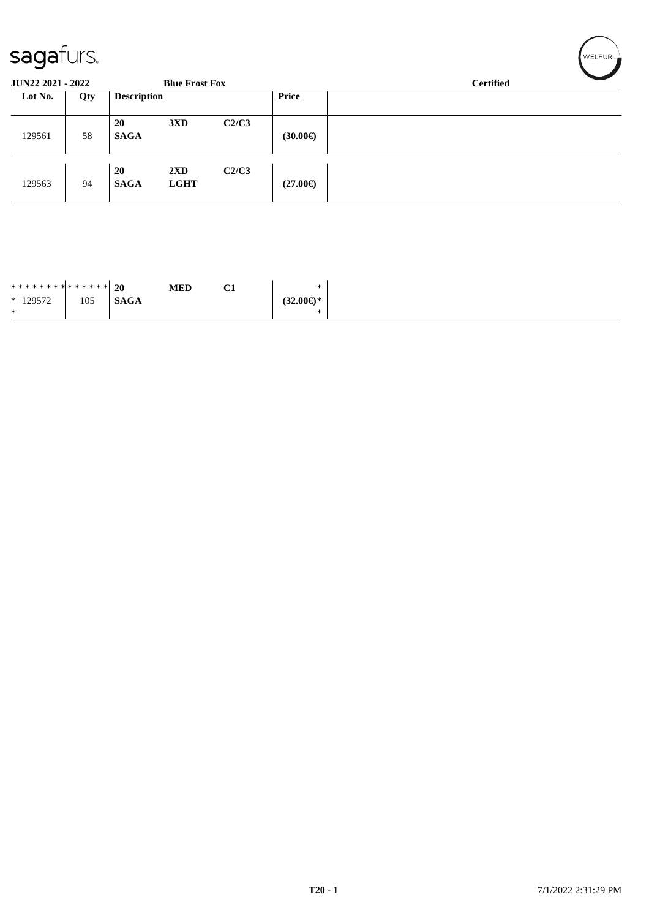sagafurs.

JUN22 2021 - 2022 | Blue Frost Fox | Certified

| Lot No. | Qty | Description | | | Price | |
|---|---|---|---|---|---|---|
| 129561 | 58 | 20 SAGA | 3XD | C2/C3 | (30.00€) | |
| 129563 | 94 | 20 SAGA | 2XD LGHT | C2/C3 | (27.00€) | |
| * * * * * * * * * * * * * *<br>* 129572<br>* | 105 | 20 SAGA | MED | C1 | *<br>(32.00€)*<br>* | |

T20 - 1 7/1/2022 2:31:29 PM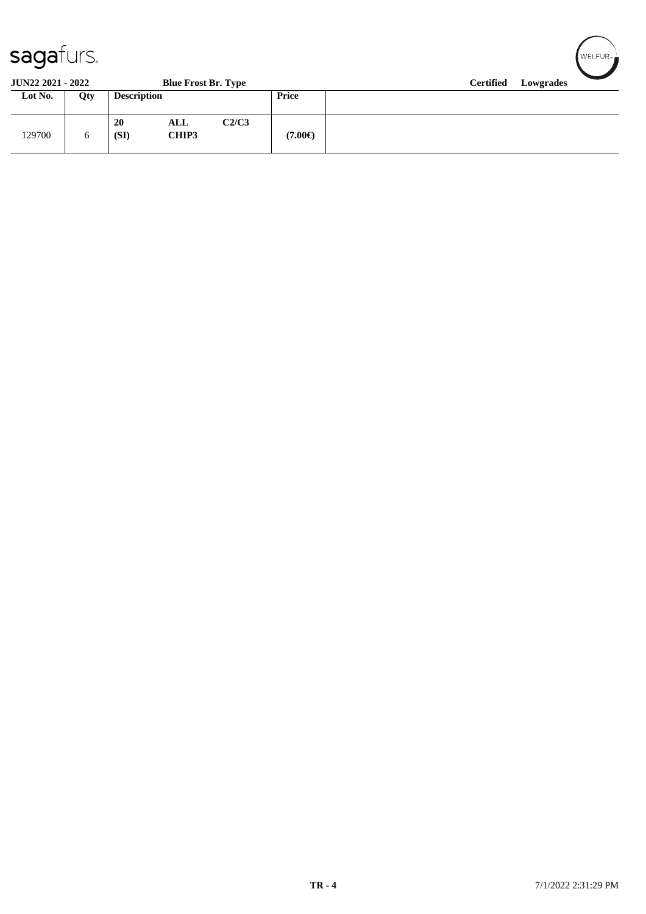sagafurs.

**JUN22 2021 - 2022** **Blue Frost Br. Type** **Certified Lowgrades**

| Lot No. | Qty | Description | | | Price | |
|---|---|---|---|---|---|---|
| 129700 | 6 | **20** **(SI)** | **ALL** **CHIP3** | **C2/C3** | **(7.00€)** | |